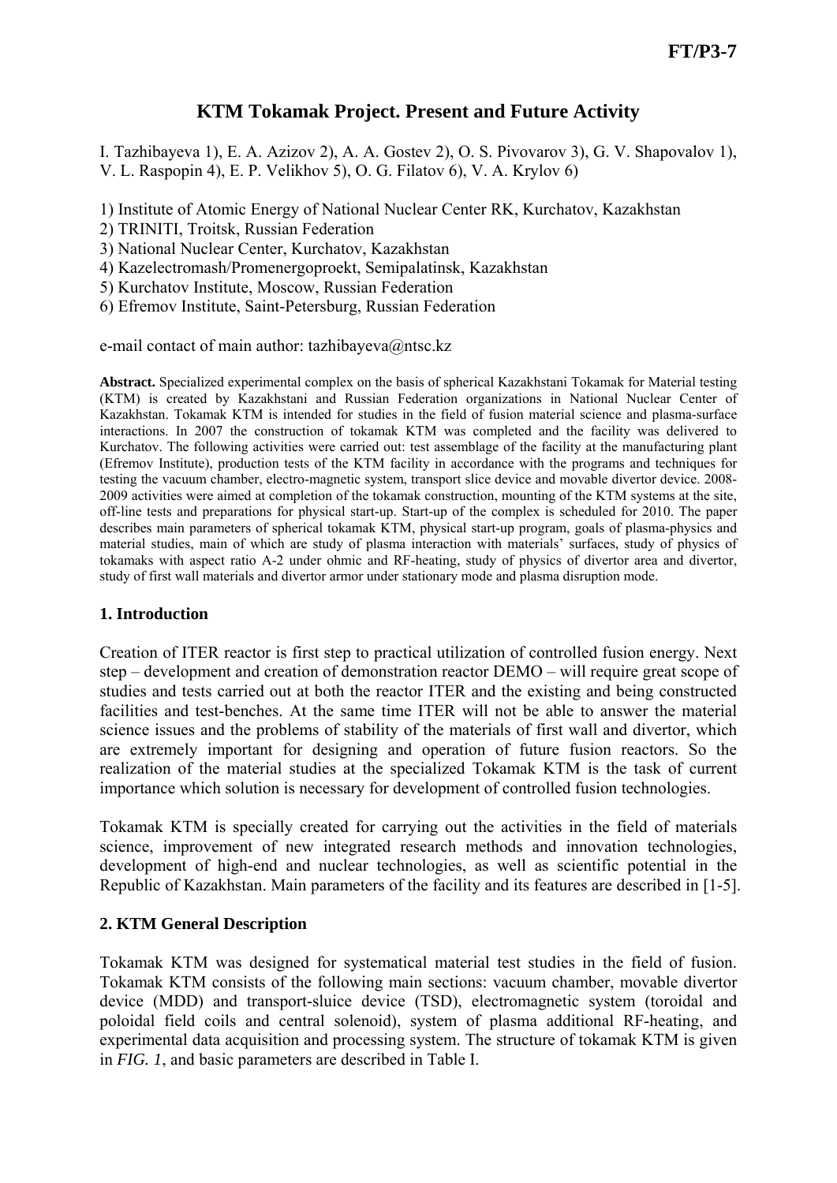# KTM Tokamak Project. Present and Future Activity

I. Tazhibayeva 1), E. A. Azizov 2), A. A. Gostev 2), O. S. Pivovarov 3), G. V. Shapovalov 1), V. L. Raspopin 4), E. P. Velikhov 5), O. G. Filatov 6), V. A. Krylov 6)

1) Institute of Atomic Energy of National Nuclear Center RK, Kurchatov, Kazakhstan
2) TRINITI, Troitsk, Russian Federation
3) National Nuclear Center, Kurchatov, Kazakhstan
4) Kazelectromash/Promenergoproekt, Semipalatinsk, Kazakhstan
5) Kurchatov Institute, Moscow, Russian Federation
6) Efremov Institute, Saint-Petersburg, Russian Federation

e-mail contact of main author: tazhibayeva@ntsc.kz

**Abstract.** Specialized experimental complex on the basis of spherical Kazakhstani Tokamak for Material testing (KTM) is created by Kazakhstani and Russian Federation organizations in National Nuclear Center of Kazakhstan. Tokamak KTM is intended for studies in the field of fusion material science and plasma-surface interactions. In 2007 the construction of tokamak KTM was completed and the facility was delivered to Kurchatov. The following activities were carried out: test assemblage of the facility at the manufacturing plant (Efremov Institute), production tests of the KTM facility in accordance with the programs and techniques for testing the vacuum chamber, electro-magnetic system, transport slice device and movable divertor device. 2008-2009 activities were aimed at completion of the tokamak construction, mounting of the KTM systems at the site, off-line tests and preparations for physical start-up. Start-up of the complex is scheduled for 2010. The paper describes main parameters of spherical tokamak KTM, physical start-up program, goals of plasma-physics and material studies, main of which are study of plasma interaction with materials' surfaces, study of physics of tokamaks with aspect ratio A-2 under ohmic and RF-heating, study of physics of divertor area and divertor, study of first wall materials and divertor armor under stationary mode and plasma disruption mode.

## 1. Introduction

Creation of ITER reactor is first step to practical utilization of controlled fusion energy. Next step – development and creation of demonstration reactor DEMO – will require great scope of studies and tests carried out at both the reactor ITER and the existing and being constructed facilities and test-benches. At the same time ITER will not be able to answer the material science issues and the problems of stability of the materials of first wall and divertor, which are extremely important for designing and operation of future fusion reactors. So the realization of the material studies at the specialized Tokamak KTM is the task of current importance which solution is necessary for development of controlled fusion technologies.

Tokamak KTM is specially created for carrying out the activities in the field of materials science, improvement of new integrated research methods and innovation technologies, development of high-end and nuclear technologies, as well as scientific potential in the Republic of Kazakhstan. Main parameters of the facility and its features are described in [1-5].

## 2. KTM General Description

Tokamak KTM was designed for systematical material test studies in the field of fusion. Tokamak KTM consists of the following main sections: vacuum chamber, movable divertor device (MDD) and transport-sluice device (TSD), electromagnetic system (toroidal and poloidal field coils and central solenoid), system of plasma additional RF-heating, and experimental data acquisition and processing system. The structure of tokamak KTM is given in *FIG. 1*, and basic parameters are described in Table I.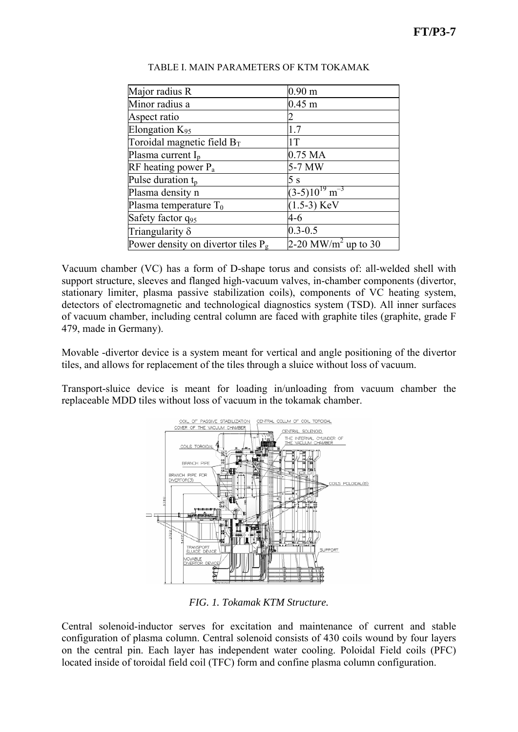TABLE I. MAIN PARAMETERS OF KTM TOKAMAK

| Parameter | Value |
|---|---|
| Major radius R | 0.90 m |
| Minor radius a | 0.45 m |
| Aspect ratio | 2 |
| Elongation $K_{95}$ | 1.7 |
| Toroidal magnetic field $B_T$ | 1T |
| Plasma current $I_p$ | 0.75 MA |
| RF heating power $P_a$ | 5-7 MW |
| Pulse duration $t_p$ | 5 s |
| Plasma density n | $(3\text{-}5)10^{19}$ m$^{-3}$ |
| Plasma temperature $T_0$ | (1.5-3) KeV |
| Safety factor $q_{95}$ | 4-6 |
| Triangularity δ | 0.3-0.5 |
| Power density on divertor tiles $P_g$ | 2-20 MW/m$^2$ up to 30 |

Vacuum chamber (VC) has a form of D-shape torus and consists of: all-welded shell with support structure, sleeves and flanged high-vacuum valves, in-chamber components (divertor, stationary limiter, plasma passive stabilization coils), components of VC heating system, detectors of electromagnetic and technological diagnostics system (TSD). All inner surfaces of vacuum chamber, including central column are faced with graphite tiles (graphite, grade F 479, made in Germany).

Movable -divertor device is a system meant for vertical and angle positioning of the divertor tiles, and allows for replacement of the tiles through a sluice without loss of vacuum.

Transport-sluice device is meant for loading in/unloading from vacuum chamber the replaceable MDD tiles without loss of vacuum in the tokamak chamber.

*FIG. 1. Tokamak KTM Structure.*

Central solenoid-inductor serves for excitation and maintenance of current and stable configuration of plasma column. Central solenoid consists of 430 coils wound by four layers on the central pin. Each layer has independent water cooling. Poloidal Field coils (PFC) located inside of toroidal field coil (TFC) form and confine plasma column configuration.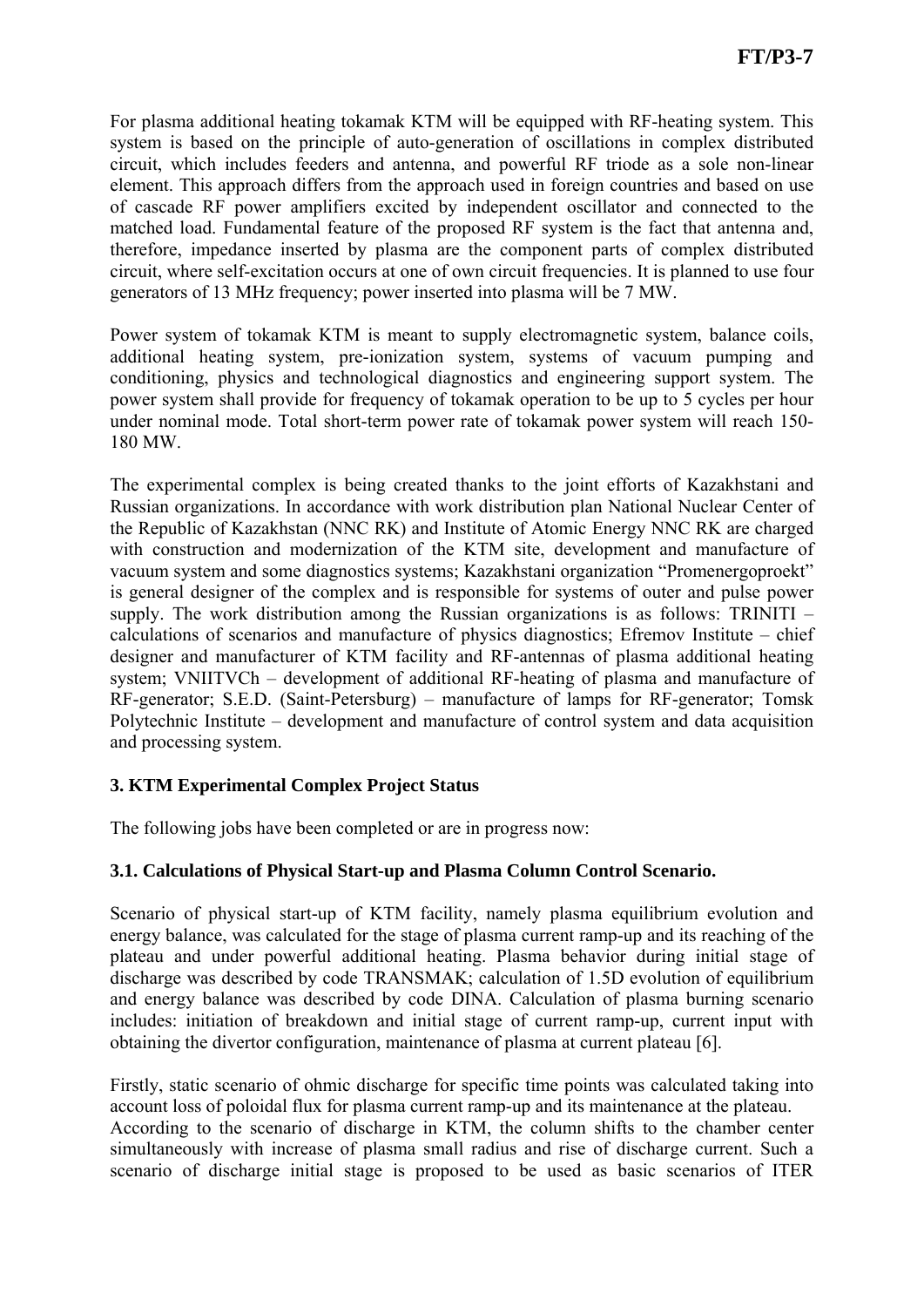For plasma additional heating tokamak KTM will be equipped with RF-heating system. This system is based on the principle of auto-generation of oscillations in complex distributed circuit, which includes feeders and antenna, and powerful RF triode as a sole non-linear element. This approach differs from the approach used in foreign countries and based on use of cascade RF power amplifiers excited by independent oscillator and connected to the matched load. Fundamental feature of the proposed RF system is the fact that antenna and, therefore, impedance inserted by plasma are the component parts of complex distributed circuit, where self-excitation occurs at one of own circuit frequencies. It is planned to use four generators of 13 MHz frequency; power inserted into plasma will be 7 MW.

Power system of tokamak KTM is meant to supply electromagnetic system, balance coils, additional heating system, pre-ionization system, systems of vacuum pumping and conditioning, physics and technological diagnostics and engineering support system. The power system shall provide for frequency of tokamak operation to be up to 5 cycles per hour under nominal mode. Total short-term power rate of tokamak power system will reach 150-180 MW.

The experimental complex is being created thanks to the joint efforts of Kazakhstani and Russian organizations. In accordance with work distribution plan National Nuclear Center of the Republic of Kazakhstan (NNC RK) and Institute of Atomic Energy NNC RK are charged with construction and modernization of the KTM site, development and manufacture of vacuum system and some diagnostics systems; Kazakhstani organization "Promenergoproekt" is general designer of the complex and is responsible for systems of outer and pulse power supply. The work distribution among the Russian organizations is as follows: TRINITI – calculations of scenarios and manufacture of physics diagnostics; Efremov Institute – chief designer and manufacturer of KTM facility and RF-antennas of plasma additional heating system; VNIITVCh – development of additional RF-heating of plasma and manufacture of RF-generator; S.E.D. (Saint-Petersburg) – manufacture of lamps for RF-generator; Tomsk Polytechnic Institute – development and manufacture of control system and data acquisition and processing system.

## 3. KTM Experimental Complex Project Status

The following jobs have been completed or are in progress now:

### 3.1. Calculations of Physical Start-up and Plasma Column Control Scenario.

Scenario of physical start-up of KTM facility, namely plasma equilibrium evolution and energy balance, was calculated for the stage of plasma current ramp-up and its reaching of the plateau and under powerful additional heating. Plasma behavior during initial stage of discharge was described by code TRANSMAK; calculation of 1.5D evolution of equilibrium and energy balance was described by code DINA. Calculation of plasma burning scenario includes: initiation of breakdown and initial stage of current ramp-up, current input with obtaining the divertor configuration, maintenance of plasma at current plateau [6].

Firstly, static scenario of ohmic discharge for specific time points was calculated taking into account loss of poloidal flux for plasma current ramp-up and its maintenance at the plateau. According to the scenario of discharge in KTM, the column shifts to the chamber center simultaneously with increase of plasma small radius and rise of discharge current. Such a scenario of discharge initial stage is proposed to be used as basic scenarios of ITER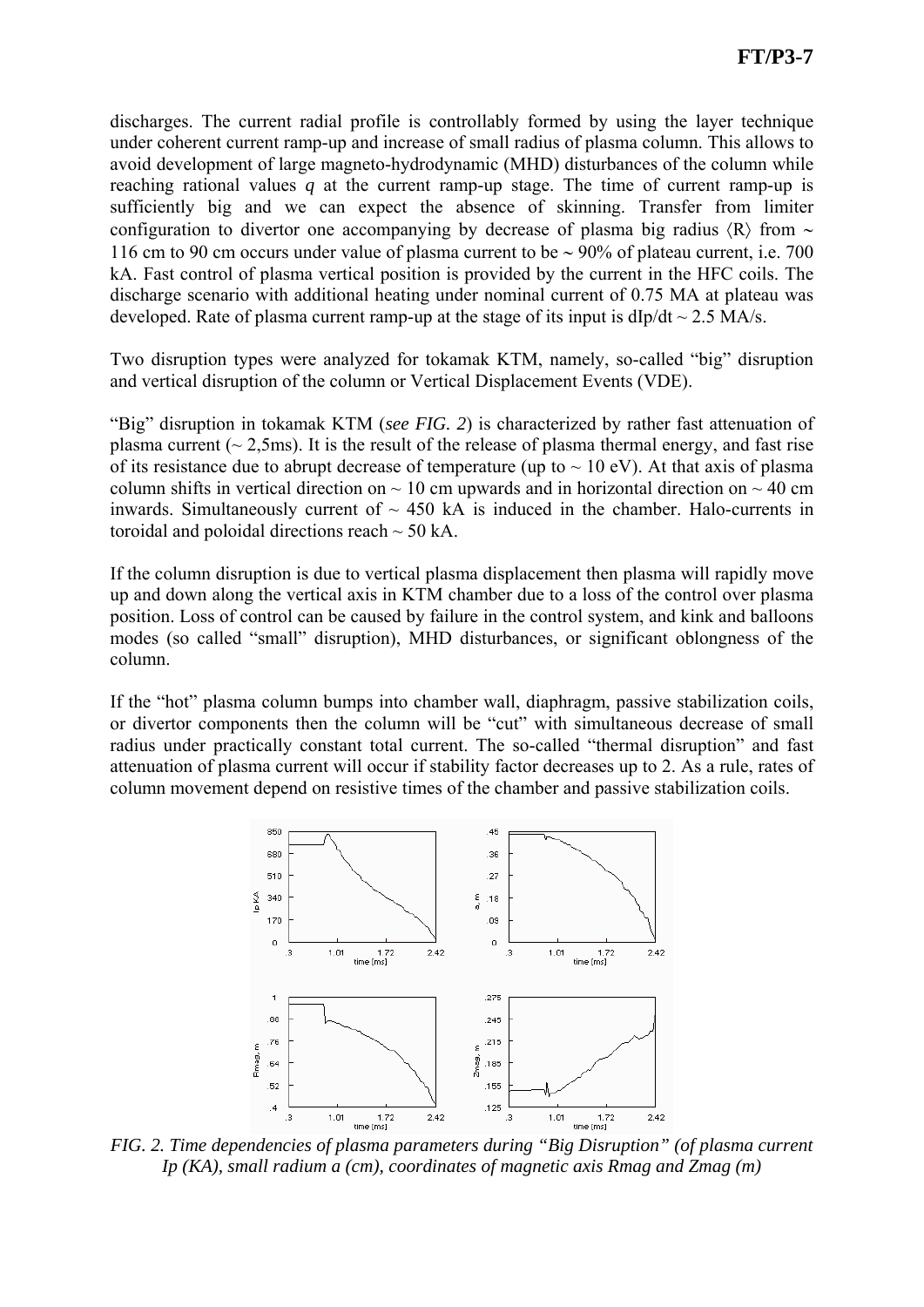discharges. The current radial profile is controllably formed by using the layer technique under coherent current ramp-up and increase of small radius of plasma column. This allows to avoid development of large magneto-hydrodynamic (MHD) disturbances of the column while reaching rational values $q$ at the current ramp-up stage. The time of current ramp-up is sufficiently big and we can expect the absence of skinning. Transfer from limiter configuration to divertor one accompanying by decrease of plasma big radius $\langle R \rangle$ from ~ 116 cm to 90 cm occurs under value of plasma current to be ~ 90% of plateau current, i.e. 700 kA. Fast control of plasma vertical position is provided by the current in the HFC coils. The discharge scenario with additional heating under nominal current of 0.75 MA at plateau was developed. Rate of plasma current ramp-up at the stage of its input is $dIp/dt \sim 2.5$ MA/s.

Two disruption types were analyzed for tokamak KTM, namely, so-called "big" disruption and vertical disruption of the column or Vertical Displacement Events (VDE).

"Big" disruption in tokamak KTM (*see FIG. 2*) is characterized by rather fast attenuation of plasma current (~ 2,5ms). It is the result of the release of plasma thermal energy, and fast rise of its resistance due to abrupt decrease of temperature (up to ~ 10 eV). At that axis of plasma column shifts in vertical direction on ~ 10 cm upwards and in horizontal direction on ~ 40 cm inwards. Simultaneously current of ~ 450 kA is induced in the chamber. Halo-currents in toroidal and poloidal directions reach ~ 50 kA.

If the column disruption is due to vertical plasma displacement then plasma will rapidly move up and down along the vertical axis in KTM chamber due to a loss of the control over plasma position. Loss of control can be caused by failure in the control system, and kink and balloons modes (so called "small" disruption), MHD disturbances, or significant oblongness of the column.

If the "hot" plasma column bumps into chamber wall, diaphragm, passive stabilization coils, or divertor components then the column will be "cut" with simultaneous decrease of small radius under practically constant total current. The so-called "thermal disruption" and fast attenuation of plasma current will occur if stability factor decreases up to 2. As a rule, rates of column movement depend on resistive times of the chamber and passive stabilization coils.

*FIG. 2. Time dependencies of plasma parameters during "Big Disruption" (of plasma current Ip (KA), small radium a (cm), coordinates of magnetic axis Rmag and Zmag (m)*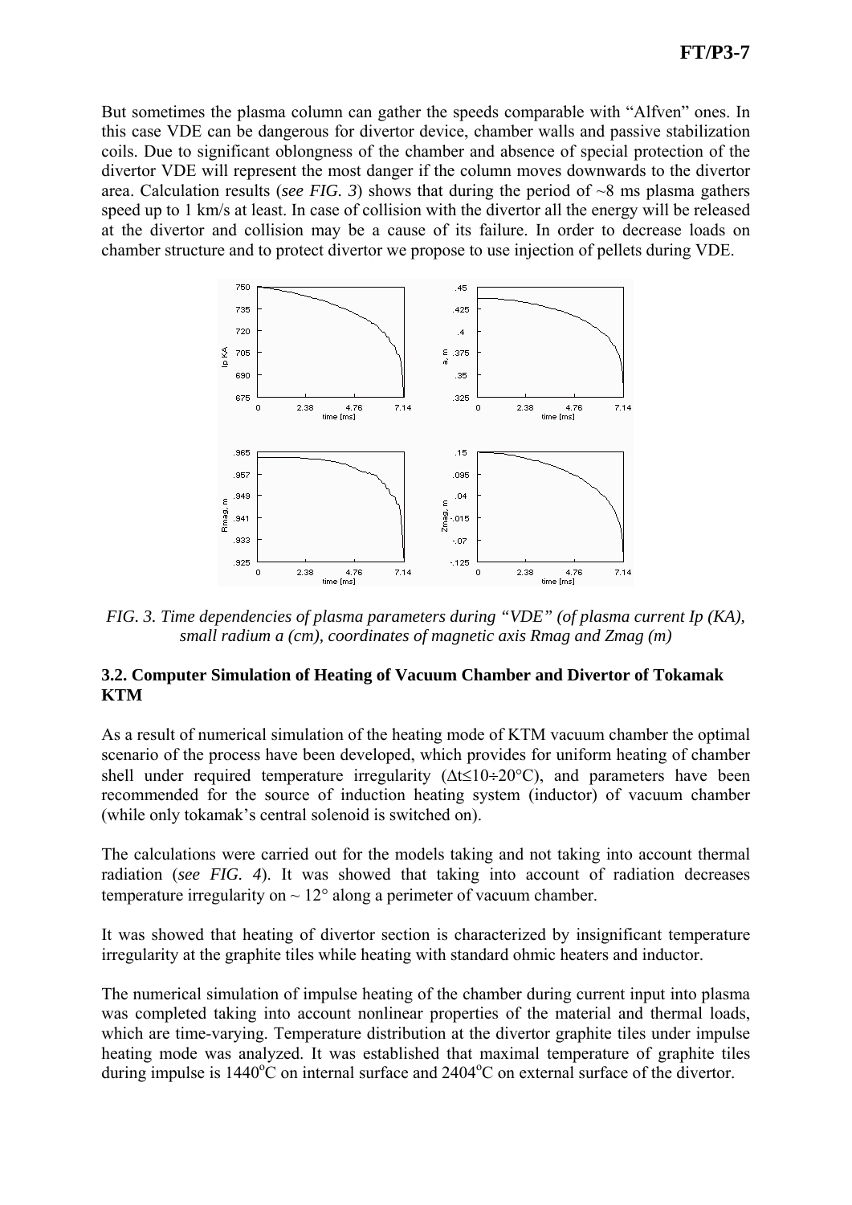But sometimes the plasma column can gather the speeds comparable with "Alfven" ones. In this case VDE can be dangerous for divertor device, chamber walls and passive stabilization coils. Due to significant oblongness of the chamber and absence of special protection of the divertor VDE will represent the most danger if the column moves downwards to the divertor area. Calculation results (*see FIG. 3*) shows that during the period of ~8 ms plasma gathers speed up to 1 km/s at least. In case of collision with the divertor all the energy will be released at the divertor and collision may be a cause of its failure. In order to decrease loads on chamber structure and to protect divertor we propose to use injection of pellets during VDE.

*FIG. 3. Time dependencies of plasma parameters during "VDE" (of plasma current Ip (KA), small radium a (cm), coordinates of magnetic axis Rmag and Zmag (m)*

### 3.2. Computer Simulation of Heating of Vacuum Chamber and Divertor of Tokamak KTM

As a result of numerical simulation of the heating mode of KTM vacuum chamber the optimal scenario of the process have been developed, which provides for uniform heating of chamber shell under required temperature irregularity ($\Delta t \leq 10 \div 20°C$), and parameters have been recommended for the source of induction heating system (inductor) of vacuum chamber (while only tokamak's central solenoid is switched on).

The calculations were carried out for the models taking and not taking into account thermal radiation (*see FIG. 4*). It was showed that taking into account of radiation decreases temperature irregularity on ~ 12° along a perimeter of vacuum chamber.

It was showed that heating of divertor section is characterized by insignificant temperature irregularity at the graphite tiles while heating with standard ohmic heaters and inductor.

The numerical simulation of impulse heating of the chamber during current input into plasma was completed taking into account nonlinear properties of the material and thermal loads, which are time-varying. Temperature distribution at the divertor graphite tiles under impulse heating mode was analyzed. It was established that maximal temperature of graphite tiles during impulse is 1440°C on internal surface and 2404°C on external surface of the divertor.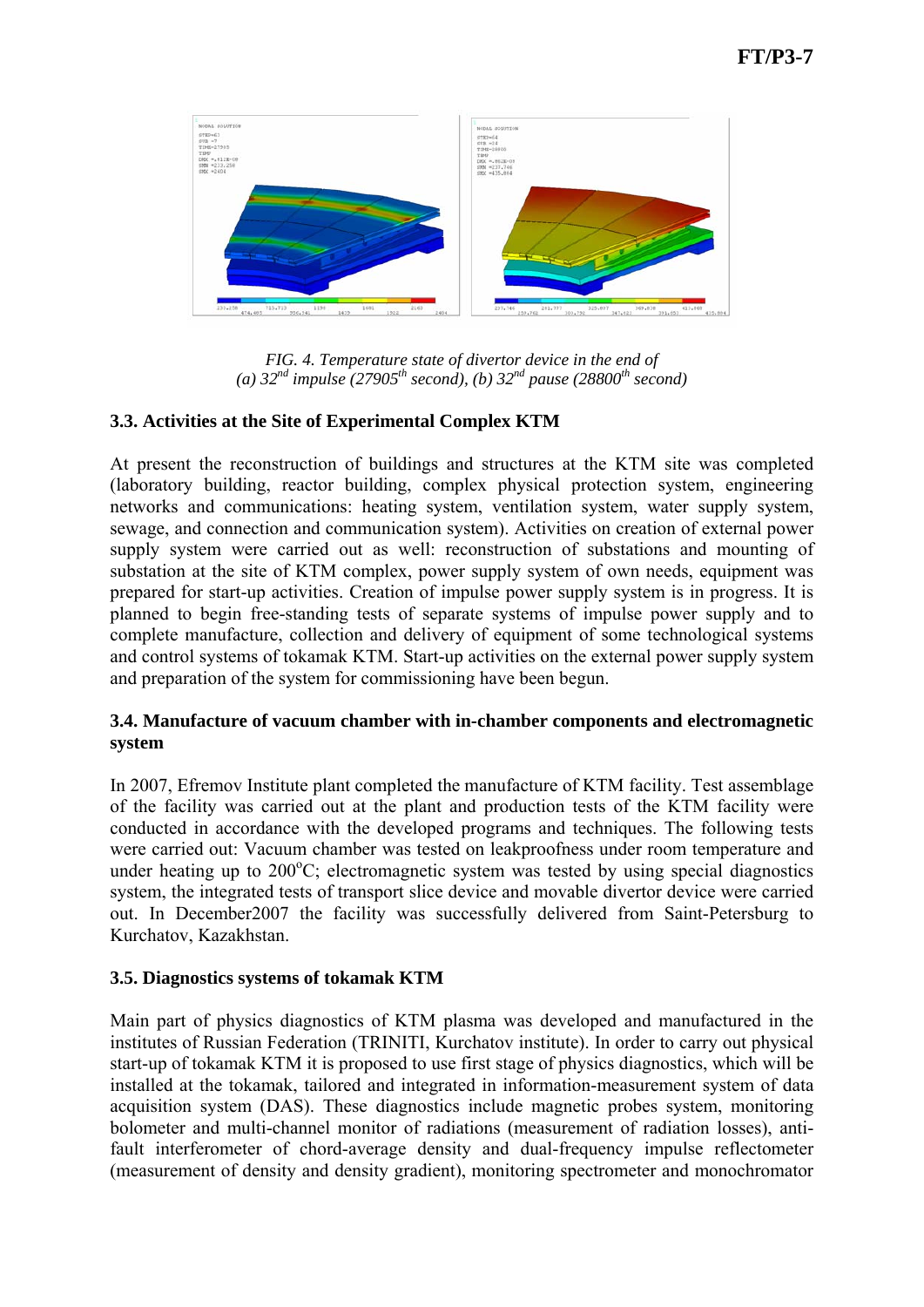*FIG. 4. Temperature state of divertor device in the end of (a) 32$^{nd}$ impulse (27905$^{th}$ second), (b) 32$^{nd}$ pause (28800$^{th}$ second)*

### 3.3. Activities at the Site of Experimental Complex KTM

At present the reconstruction of buildings and structures at the KTM site was completed (laboratory building, reactor building, complex physical protection system, engineering networks and communications: heating system, ventilation system, water supply system, sewage, and connection and communication system). Activities on creation of external power supply system were carried out as well: reconstruction of substations and mounting of substation at the site of KTM complex, power supply system of own needs, equipment was prepared for start-up activities. Creation of impulse power supply system is in progress. It is planned to begin free-standing tests of separate systems of impulse power supply and to complete manufacture, collection and delivery of equipment of some technological systems and control systems of tokamak KTM. Start-up activities on the external power supply system and preparation of the system for commissioning have been begun.

### 3.4. Manufacture of vacuum chamber with in-chamber components and electromagnetic system

In 2007, Efremov Institute plant completed the manufacture of KTM facility. Test assemblage of the facility was carried out at the plant and production tests of the KTM facility were conducted in accordance with the developed programs and techniques. The following tests were carried out: Vacuum chamber was tested on leakproofness under room temperature and under heating up to 200°C; electromagnetic system was tested by using special diagnostics system, the integrated tests of transport slice device and movable divertor device were carried out. In December2007 the facility was successfully delivered from Saint-Petersburg to Kurchatov, Kazakhstan.

### 3.5. Diagnostics systems of tokamak KTM

Main part of physics diagnostics of KTM plasma was developed and manufactured in the institutes of Russian Federation (TRINITI, Kurchatov institute). In order to carry out physical start-up of tokamak KTM it is proposed to use first stage of physics diagnostics, which will be installed at the tokamak, tailored and integrated in information-measurement system of data acquisition system (DAS). These diagnostics include magnetic probes system, monitoring bolometer and multi-channel monitor of radiations (measurement of radiation losses), anti-fault interferometer of chord-average density and dual-frequency impulse reflectometer (measurement of density and density gradient), monitoring spectrometer and monochromator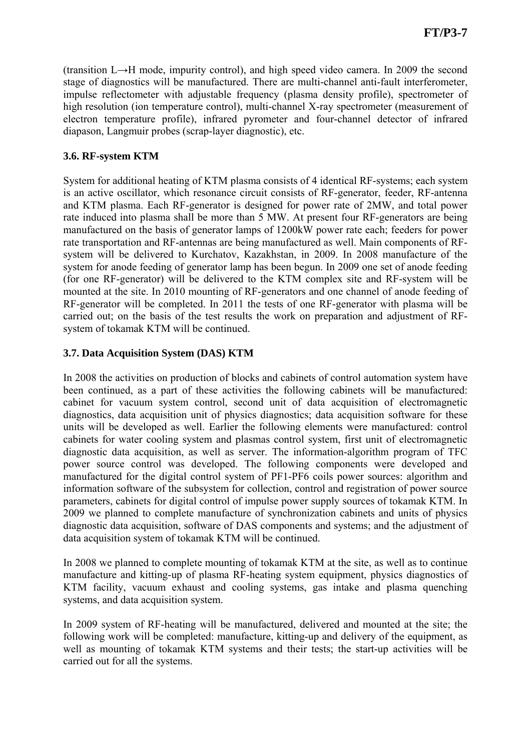(transition L→H mode, impurity control), and high speed video camera. In 2009 the second stage of diagnostics will be manufactured. There are multi-channel anti-fault interferometer, impulse reflectometer with adjustable frequency (plasma density profile), spectrometer of high resolution (ion temperature control), multi-channel X-ray spectrometer (measurement of electron temperature profile), infrared pyrometer and four-channel detector of infrared diapason, Langmuir probes (scrap-layer diagnostic), etc.

### 3.6. RF-system KTM

System for additional heating of KTM plasma consists of 4 identical RF-systems; each system is an active oscillator, which resonance circuit consists of RF-generator, feeder, RF-antenna and KTM plasma. Each RF-generator is designed for power rate of 2MW, and total power rate induced into plasma shall be more than 5 MW. At present four RF-generators are being manufactured on the basis of generator lamps of 1200kW power rate each; feeders for power rate transportation and RF-antennas are being manufactured as well. Main components of RF-system will be delivered to Kurchatov, Kazakhstan, in 2009. In 2008 manufacture of the system for anode feeding of generator lamp has been begun. In 2009 one set of anode feeding (for one RF-generator) will be delivered to the KTM complex site and RF-system will be mounted at the site. In 2010 mounting of RF-generators and one channel of anode feeding of RF-generator will be completed. In 2011 the tests of one RF-generator with plasma will be carried out; on the basis of the test results the work on preparation and adjustment of RF-system of tokamak KTM will be continued.

### 3.7. Data Acquisition System (DAS) KTM

In 2008 the activities on production of blocks and cabinets of control automation system have been continued, as a part of these activities the following cabinets will be manufactured: cabinet for vacuum system control, second unit of data acquisition of electromagnetic diagnostics, data acquisition unit of physics diagnostics; data acquisition software for these units will be developed as well. Earlier the following elements were manufactured: control cabinets for water cooling system and plasmas control system, first unit of electromagnetic diagnostic data acquisition, as well as server. The information-algorithm program of TFC power source control was developed. The following components were developed and manufactured for the digital control system of PF1-PF6 coils power sources: algorithm and information software of the subsystem for collection, control and registration of power source parameters, cabinets for digital control of impulse power supply sources of tokamak KTM. In 2009 we planned to complete manufacture of synchronization cabinets and units of physics diagnostic data acquisition, software of DAS components and systems; and the adjustment of data acquisition system of tokamak KTM will be continued.

In 2008 we planned to complete mounting of tokamak KTM at the site, as well as to continue manufacture and kitting-up of plasma RF-heating system equipment, physics diagnostics of KTM facility, vacuum exhaust and cooling systems, gas intake and plasma quenching systems, and data acquisition system.

In 2009 system of RF-heating will be manufactured, delivered and mounted at the site; the following work will be completed: manufacture, kitting-up and delivery of the equipment, as well as mounting of tokamak KTM systems and their tests; the start-up activities will be carried out for all the systems.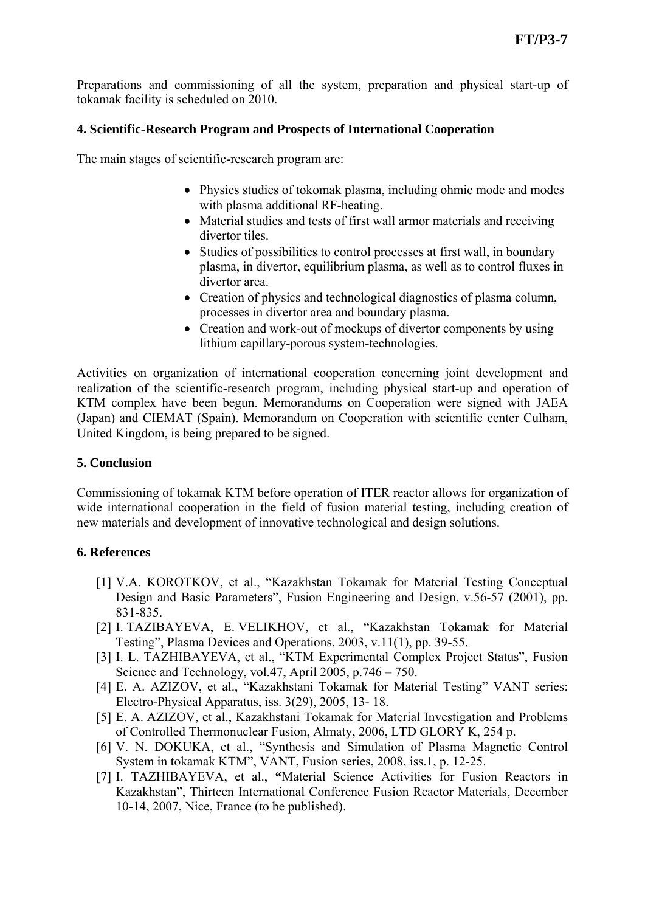Preparations and commissioning of all the system, preparation and physical start-up of tokamak facility is scheduled on 2010.

### 4. Scientific-Research Program and Prospects of International Cooperation

The main stages of scientific-research program are:

- Physics studies of tokomak plasma, including ohmic mode and modes with plasma additional RF-heating.
- Material studies and tests of first wall armor materials and receiving divertor tiles.
- Studies of possibilities to control processes at first wall, in boundary plasma, in divertor, equilibrium plasma, as well as to control fluxes in divertor area.
- Creation of physics and technological diagnostics of plasma column, processes in divertor area and boundary plasma.
- Creation and work-out of mockups of divertor components by using lithium capillary-porous system-technologies.

Activities on organization of international cooperation concerning joint development and realization of the scientific-research program, including physical start-up and operation of KTM complex have been begun. Memorandums on Cooperation were signed with JAEA (Japan) and CIEMAT (Spain). Memorandum on Cooperation with scientific center Culham, United Kingdom, is being prepared to be signed.

### 5. Conclusion

Commissioning of tokamak KTM before operation of ITER reactor allows for organization of wide international cooperation in the field of fusion material testing, including creation of new materials and development of innovative technological and design solutions.

### 6. References

[1] V.A. KOROTKOV, et al., "Kazakhstan Tokamak for Material Testing Conceptual Design and Basic Parameters", Fusion Engineering and Design, v.56-57 (2001), pp. 831-835.

[2] I. TAZIBAYEVA, E. VELIKHOV, et al., "Kazakhstan Tokamak for Material Testing", Plasma Devices and Operations, 2003, v.11(1), pp. 39-55.

[3] I. L. TAZHIBAYEVA, et al., "KTM Experimental Complex Project Status", Fusion Science and Technology, vol.47, April 2005, p.746 – 750.

[4] E. A. AZIZOV, et al., "Kazakhstani Tokamak for Material Testing" VANT series: Electro-Physical Apparatus, iss. 3(29), 2005, 13- 18.

[5] E. A. AZIZOV, et al., Kazakhstani Tokamak for Material Investigation and Problems of Controlled Thermonuclear Fusion, Almaty, 2006, LTD GLORY K, 254 p.

[6] V. N. DOKUKA, et al., "Synthesis and Simulation of Plasma Magnetic Control System in tokamak KTM", VANT, Fusion series, 2008, iss.1, p. 12-25.

[7] I. TAZHIBAYEVA, et al., **"**Material Science Activities for Fusion Reactors in Kazakhstan", Thirteen International Conference Fusion Reactor Materials, December 10-14, 2007, Nice, France (to be published).